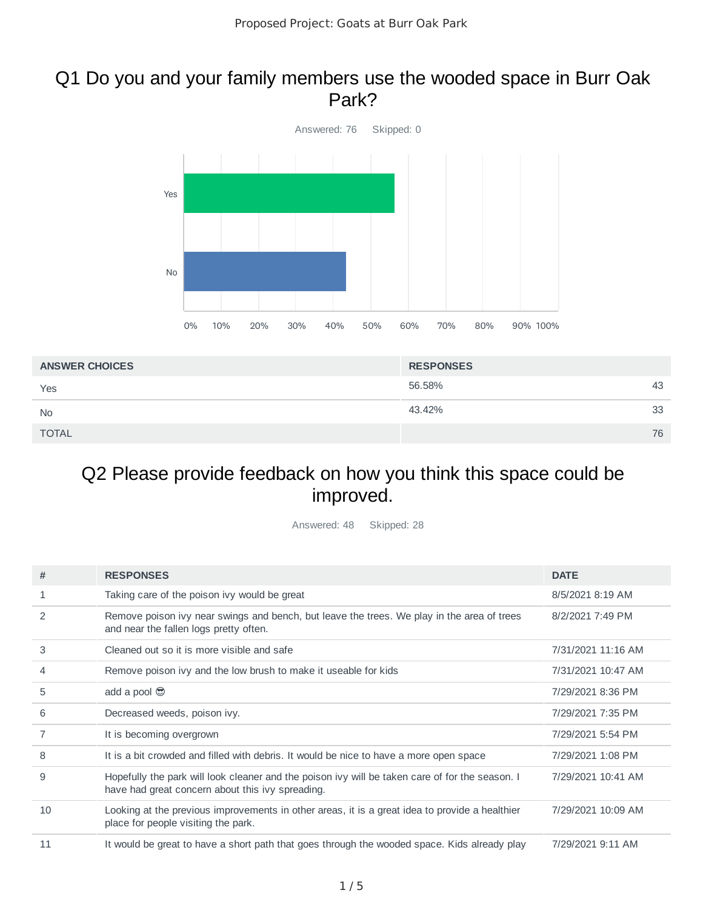# Proposed Project: Goats at Burr Oak Park

## Q1 Do you and your family members use the wooded space in Burr Oak Park?

Answered: 76 Skipped: 0

| ANSWER CHOICES | RESPONSES | |
|---|---|---|
| Yes | 56.58% | 43 |
| No | 43.42% | 33 |
| TOTAL | | 76 |

## Q2 Please provide feedback on how you think this space could be improved.

Answered: 48 Skipped: 28

| # | RESPONSES | DATE |
|---|---|---|
| 1 | Taking care of the poison ivy would be great | 8/5/2021 8:19 AM |
| 2 | Remove poison ivy near swings and bench, but leave the trees. We play in the area of trees and near the fallen logs pretty often. | 8/2/2021 7:49 PM |
| 3 | Cleaned out so it is more visible and safe | 7/31/2021 11:16 AM |
| 4 | Remove poison ivy and the low brush to make it useable for kids | 7/31/2021 10:47 AM |
| 5 | add a pool 😎 | 7/29/2021 8:36 PM |
| 6 | Decreased weeds, poison ivy. | 7/29/2021 7:35 PM |
| 7 | It is becoming overgrown | 7/29/2021 5:54 PM |
| 8 | It is a bit crowded and filled with debris. It would be nice to have a more open space | 7/29/2021 1:08 PM |
| 9 | Hopefully the park will look cleaner and the poison ivy will be taken care of for the season. I have had great concern about this ivy spreading. | 7/29/2021 10:41 AM |
| 10 | Looking at the previous improvements in other areas, it is a great idea to provide a healthier place for people visiting the park. | 7/29/2021 10:09 AM |
| 11 | It would be great to have a short path that goes through the wooded space. Kids already play | 7/29/2021 9:11 AM |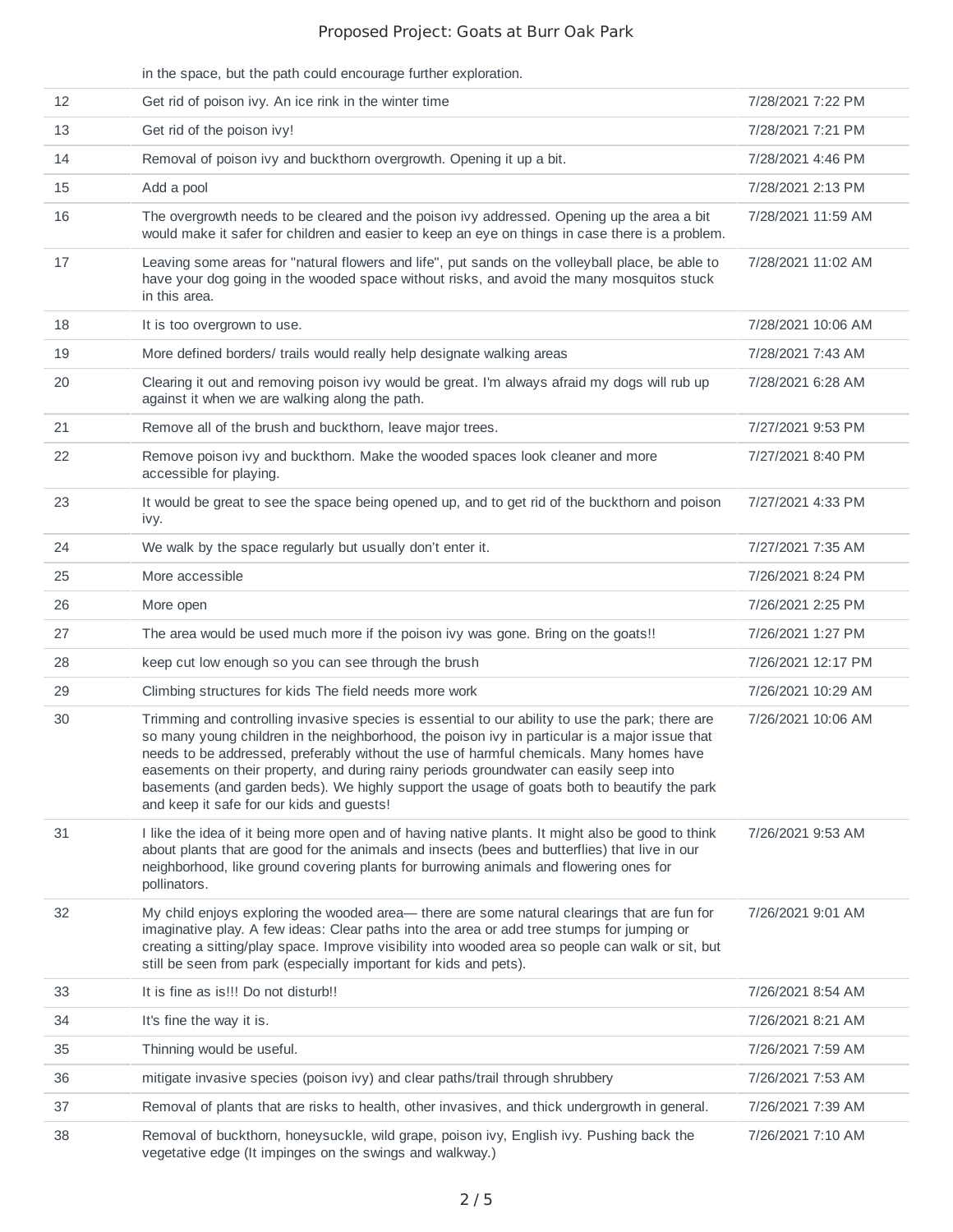| | | |
|---|---|---|
| | in the space, but the path could encourage further exploration. | |
| 12 | Get rid of poison ivy. An ice rink in the winter time | 7/28/2021 7:22 PM |
| 13 | Get rid of the poison ivy! | 7/28/2021 7:21 PM |
| 14 | Removal of poison ivy and buckthorn overgrowth. Opening it up a bit. | 7/28/2021 4:46 PM |
| 15 | Add a pool | 7/28/2021 2:13 PM |
| 16 | The overgrowth needs to be cleared and the poison ivy addressed. Opening up the area a bit would make it safer for children and easier to keep an eye on things in case there is a problem. | 7/28/2021 11:59 AM |
| 17 | Leaving some areas for "natural flowers and life", put sands on the volleyball place, be able to have your dog going in the wooded space without risks, and avoid the many mosquitos stuck in this area. | 7/28/2021 11:02 AM |
| 18 | It is too overgrown to use. | 7/28/2021 10:06 AM |
| 19 | More defined borders/ trails would really help designate walking areas | 7/28/2021 7:43 AM |
| 20 | Clearing it out and removing poison ivy would be great. I'm always afraid my dogs will rub up against it when we are walking along the path. | 7/28/2021 6:28 AM |
| 21 | Remove all of the brush and buckthorn, leave major trees. | 7/27/2021 9:53 PM |
| 22 | Remove poison ivy and buckthorn. Make the wooded spaces look cleaner and more accessible for playing. | 7/27/2021 8:40 PM |
| 23 | It would be great to see the space being opened up, and to get rid of the buckthorn and poison ivy. | 7/27/2021 4:33 PM |
| 24 | We walk by the space regularly but usually don't enter it. | 7/27/2021 7:35 AM |
| 25 | More accessible | 7/26/2021 8:24 PM |
| 26 | More open | 7/26/2021 2:25 PM |
| 27 | The area would be used much more if the poison ivy was gone. Bring on the goats!! | 7/26/2021 1:27 PM |
| 28 | keep cut low enough so you can see through the brush | 7/26/2021 12:17 PM |
| 29 | Climbing structures for kids The field needs more work | 7/26/2021 10:29 AM |
| 30 | Trimming and controlling invasive species is essential to our ability to use the park; there are so many young children in the neighborhood, the poison ivy in particular is a major issue that needs to be addressed, preferably without the use of harmful chemicals. Many homes have easements on their property, and during rainy periods groundwater can easily seep into basements (and garden beds). We highly support the usage of goats both to beautify the park and keep it safe for our kids and guests! | 7/26/2021 10:06 AM |
| 31 | I like the idea of it being more open and of having native plants. It might also be good to think about plants that are good for the animals and insects (bees and butterflies) that live in our neighborhood, like ground covering plants for burrowing animals and flowering ones for pollinators. | 7/26/2021 9:53 AM |
| 32 | My child enjoys exploring the wooded area— there are some natural clearings that are fun for imaginative play. A few ideas: Clear paths into the area or add tree stumps for jumping or creating a sitting/play space. Improve visibility into wooded area so people can walk or sit, but still be seen from park (especially important for kids and pets). | 7/26/2021 9:01 AM |
| 33 | It is fine as is!!! Do not disturb!! | 7/26/2021 8:54 AM |
| 34 | It's fine the way it is. | 7/26/2021 8:21 AM |
| 35 | Thinning would be useful. | 7/26/2021 7:59 AM |
| 36 | mitigate invasive species (poison ivy) and clear paths/trail through shrubbery | 7/26/2021 7:53 AM |
| 37 | Removal of plants that are risks to health, other invasives, and thick undergrowth in general. | 7/26/2021 7:39 AM |
| 38 | Removal of buckthorn, honeysuckle, wild grape, poison ivy, English ivy. Pushing back the vegetative edge (It impinges on the swings and walkway.) | 7/26/2021 7:10 AM |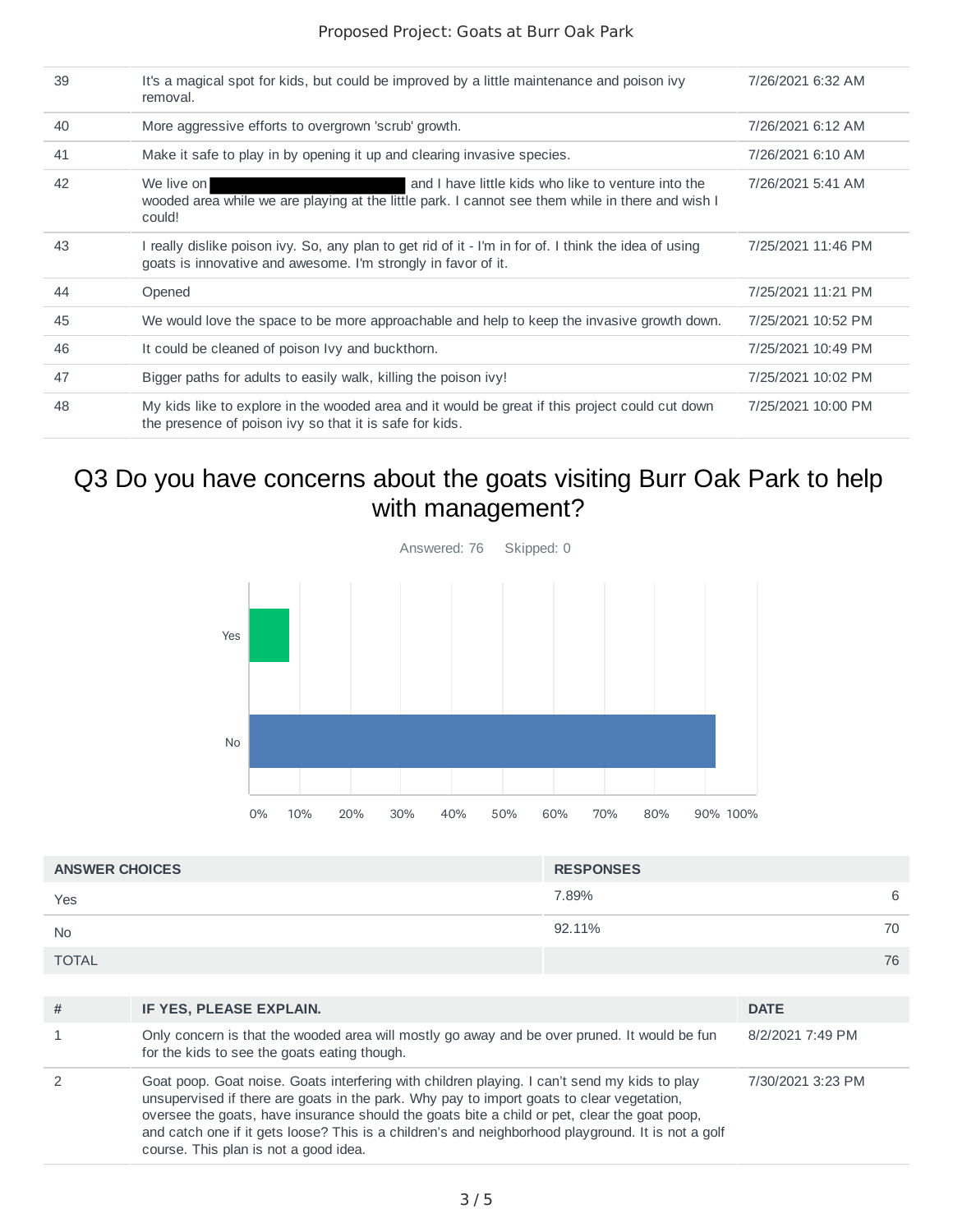| # | | DATE |
|---|---|---|
| 39 | It's a magical spot for kids, but could be improved by a little maintenance and poison ivy removal. | 7/26/2021 6:32 AM |
| 40 | More aggressive efforts to overgrown 'scrub' growth. | 7/26/2021 6:12 AM |
| 41 | Make it safe to play in by opening it up and clearing invasive species. | 7/26/2021 6:10 AM |
| 42 | We live on [redacted] and I have little kids who like to venture into the wooded area while we are playing at the little park. I cannot see them while in there and wish I could! | 7/26/2021 5:41 AM |
| 43 | I really dislike poison ivy. So, any plan to get rid of it - I'm in for of. I think the idea of using goats is innovative and awesome. I'm strongly in favor of it. | 7/25/2021 11:46 PM |
| 44 | Opened | 7/25/2021 11:21 PM |
| 45 | We would love the space to be more approachable and help to keep the invasive growth down. | 7/25/2021 10:52 PM |
| 46 | It could be cleaned of poison Ivy and buckthorn. | 7/25/2021 10:49 PM |
| 47 | Bigger paths for adults to easily walk, killing the poison ivy! | 7/25/2021 10:02 PM |
| 48 | My kids like to explore in the wooded area and it would be great if this project could cut down the presence of poison ivy so that it is safe for kids. | 7/25/2021 10:00 PM |

## Q3 Do you have concerns about the goats visiting Burr Oak Park to help with management?

Answered: 76 Skipped: 0

| ANSWER CHOICES | RESPONSES | |
|---|---|---|
| Yes | 7.89% | 6 |
| No | 92.11% | 70 |
| TOTAL | | 76 |

| # | IF YES, PLEASE EXPLAIN. | DATE |
|---|---|---|
| 1 | Only concern is that the wooded area will mostly go away and be over pruned. It would be fun for the kids to see the goats eating though. | 8/2/2021 7:49 PM |
| 2 | Goat poop. Goat noise. Goats interfering with children playing. I can't send my kids to play unsupervised if there are goats in the park. Why pay to import goats to clear vegetation, oversee the goats, have insurance should the goats bite a child or pet, clear the goat poop, and catch one if it gets loose? This is a children's and neighborhood playground. It is not a golf course. This plan is not a good idea. | 7/30/2021 3:23 PM |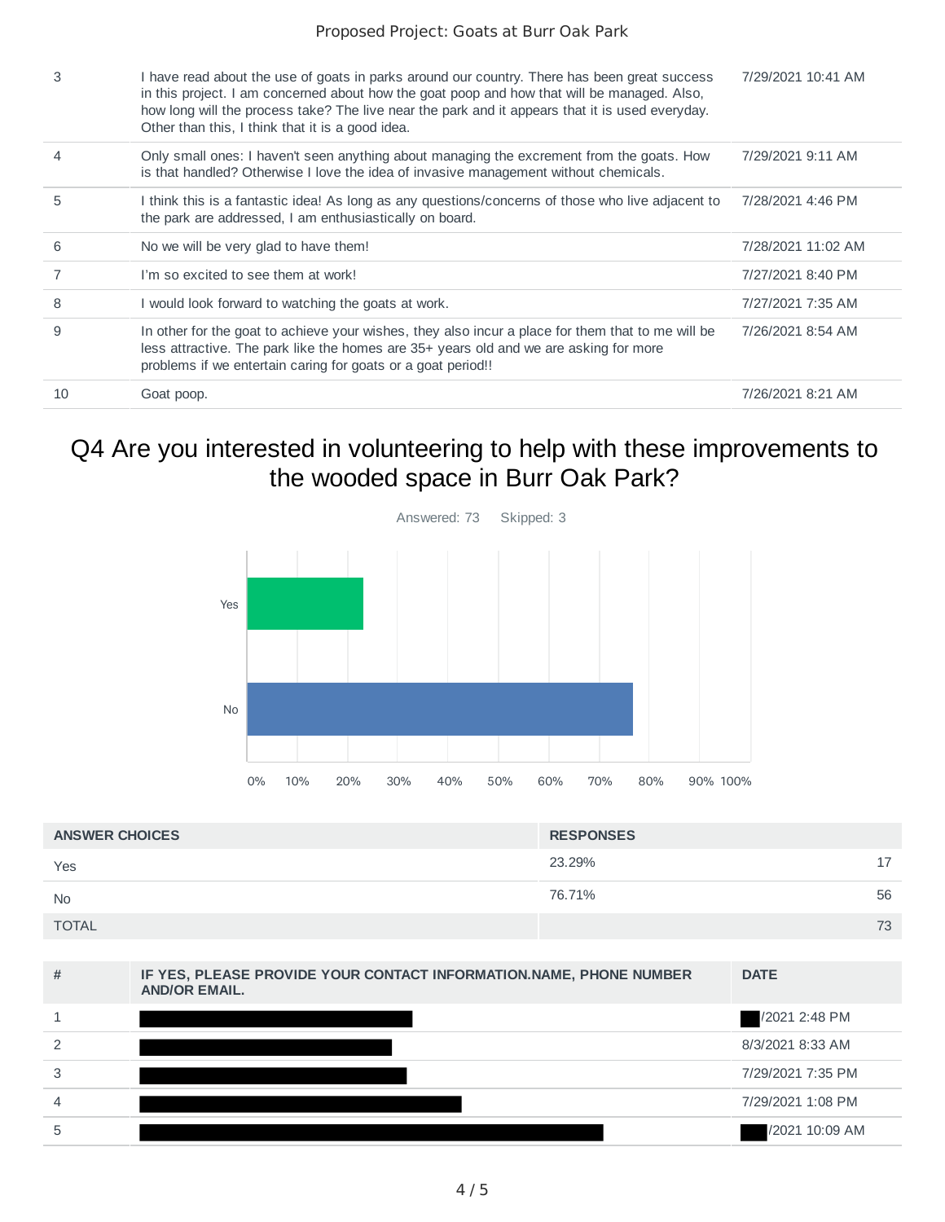| 3 | I have read about the use of goats in parks around our country. There has been great success in this project. I am concerned about how the goat poop and how that will be managed. Also, how long will the process take? The live near the park and it appears that it is used everyday. Other than this, I think that it is a good idea. | 7/29/2021 10:41 AM |
|---|---|---|
| 4 | Only small ones: I haven't seen anything about managing the excrement from the goats. How is that handled? Otherwise I love the idea of invasive management without chemicals. | 7/29/2021 9:11 AM |
| 5 | I think this is a fantastic idea! As long as any questions/concerns of those who live adjacent to the park are addressed, I am enthusiastically on board. | 7/28/2021 4:46 PM |
| 6 | No we will be very glad to have them! | 7/28/2021 11:02 AM |
| 7 | I'm so excited to see them at work! | 7/27/2021 8:40 PM |
| 8 | I would look forward to watching the goats at work. | 7/27/2021 7:35 AM |
| 9 | In other for the goat to achieve your wishes, they also incur a place for them that to me will be less attractive. The park like the homes are 35+ years old and we are asking for more problems if we entertain caring for goats or a goat period!! | 7/26/2021 8:54 AM |
| 10 | Goat poop. | 7/26/2021 8:21 AM |

## Q4 Are you interested in volunteering to help with these improvements to the wooded space in Burr Oak Park?

Answered: 73 Skipped: 3

| ANSWER CHOICES | RESPONSES | |
|---|---|---|
| Yes | 23.29% | 17 |
| No | 76.71% | 56 |
| TOTAL | | 73 |

| # | IF YES, PLEASE PROVIDE YOUR CONTACT INFORMATION.NAME, PHONE NUMBER AND/OR EMAIL. | DATE |
|---|---|---|
| 1 | [redacted] | [redacted]/2021 2:48 PM |
| 2 | [redacted] | 8/3/2021 8:33 AM |
| 3 | [redacted] | 7/29/2021 7:35 PM |
| 4 | [redacted] | 7/29/2021 1:08 PM |
| 5 | [redacted] | [redacted]/2021 10:09 AM |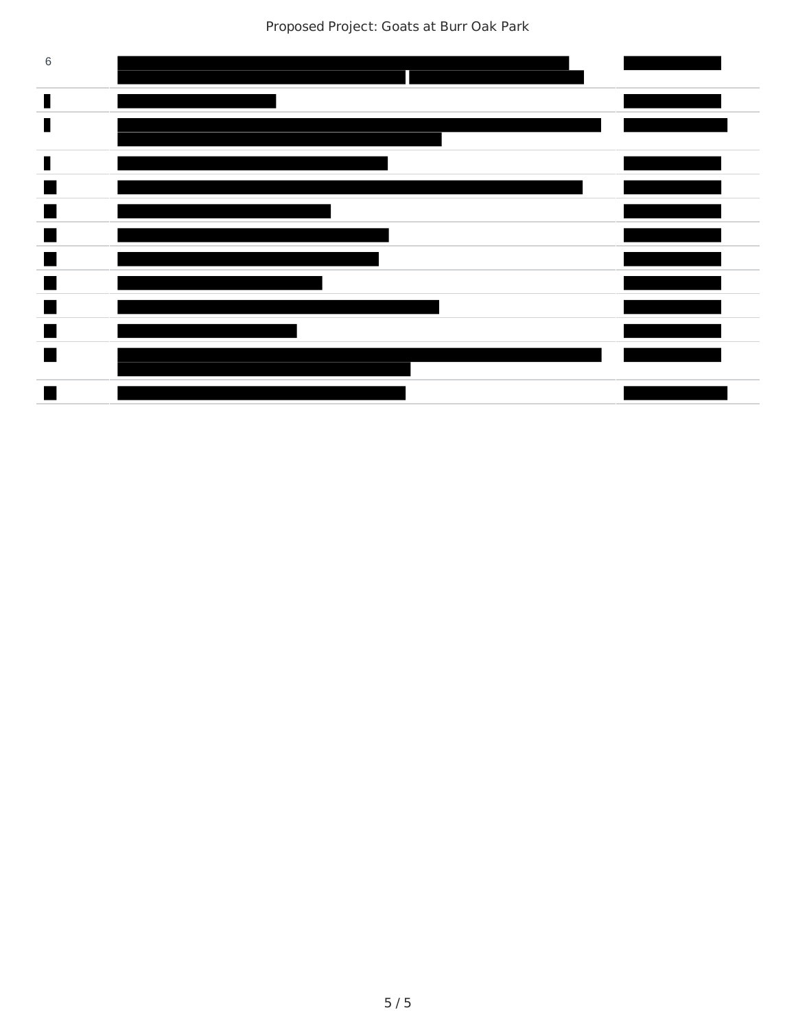| | | |
|---|---|---|
| 6 | | |